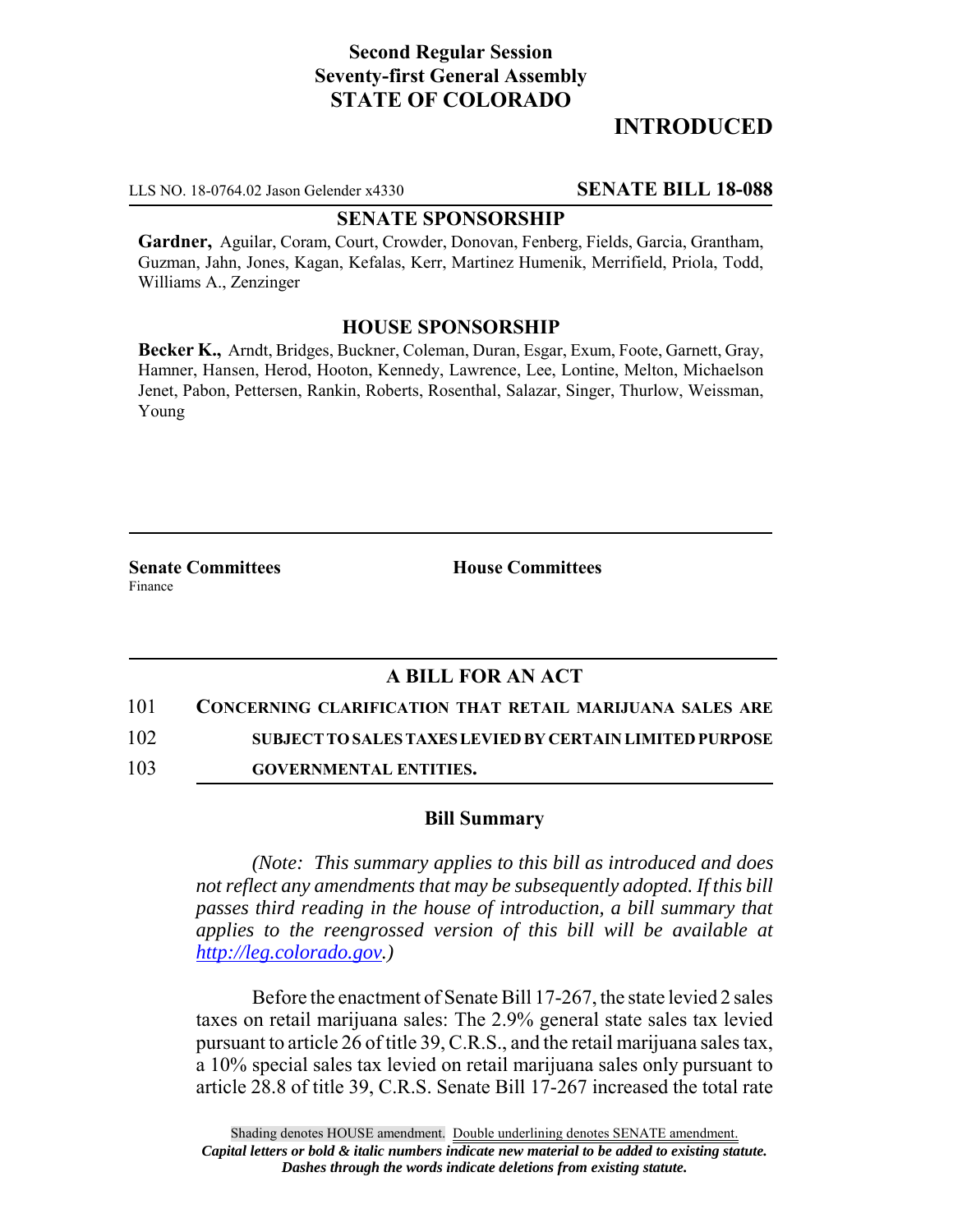**Second Regular Session**
**Seventy-first General Assembly**
**STATE OF COLORADO**

# INTRODUCED

LLS NO. 18-0764.02 Jason Gelender x4330 **SENATE BILL 18-088**

## SENATE SPONSORSHIP

**Gardner,** Aguilar, Coram, Court, Crowder, Donovan, Fenberg, Fields, Garcia, Grantham, Guzman, Jahn, Jones, Kagan, Kefalas, Kerr, Martinez Humenik, Merrifield, Priola, Todd, Williams A., Zenzinger

## HOUSE SPONSORSHIP

**Becker K.,** Arndt, Bridges, Buckner, Coleman, Duran, Esgar, Exum, Foote, Garnett, Gray, Hamner, Hansen, Herod, Hooton, Kennedy, Lawrence, Lee, Lontine, Melton, Michaelson Jenet, Pabon, Pettersen, Rankin, Roberts, Rosenthal, Salazar, Singer, Thurlow, Weissman, Young

**Senate Committees**
Finance

**House Committees**

## A BILL FOR AN ACT

101 **CONCERNING CLARIFICATION THAT RETAIL MARIJUANA SALES ARE**
102 **SUBJECT TO SALES TAXES LEVIED BY CERTAIN LIMITED PURPOSE**
103 **GOVERNMENTAL ENTITIES.**

### Bill Summary

*(Note: This summary applies to this bill as introduced and does not reflect any amendments that may be subsequently adopted. If this bill passes third reading in the house of introduction, a bill summary that applies to the reengrossed version of this bill will be available at http://leg.colorado.gov.)*

Before the enactment of Senate Bill 17-267, the state levied 2 sales taxes on retail marijuana sales: The 2.9% general state sales tax levied pursuant to article 26 of title 39, C.R.S., and the retail marijuana sales tax, a 10% special sales tax levied on retail marijuana sales only pursuant to article 28.8 of title 39, C.R.S. Senate Bill 17-267 increased the total rate

Shading denotes HOUSE amendment. Double underlining denotes SENATE amendment.
*Capital letters or bold & italic numbers indicate new material to be added to existing statute.*
*Dashes through the words indicate deletions from existing statute.*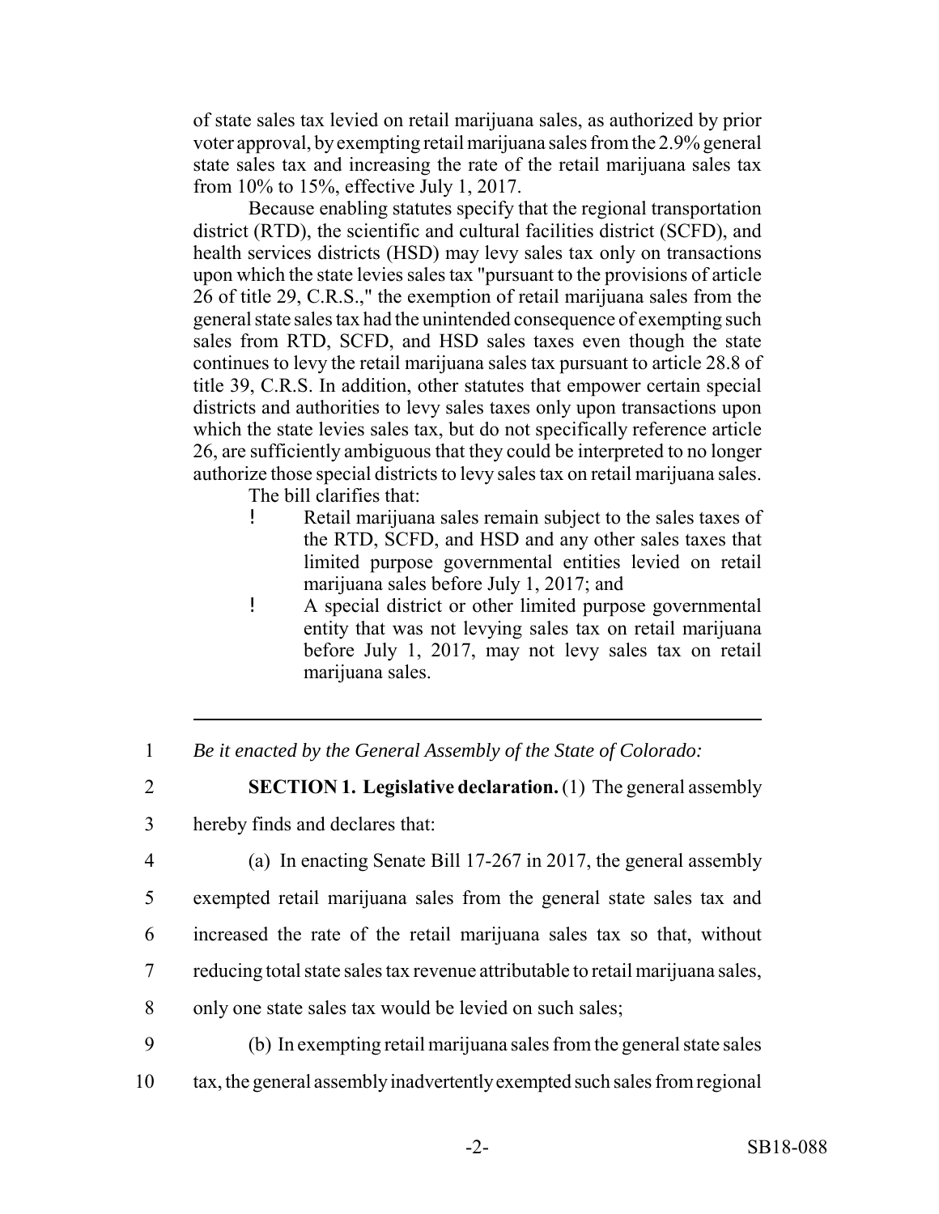of state sales tax levied on retail marijuana sales, as authorized by prior voter approval, by exempting retail marijuana sales from the 2.9% general state sales tax and increasing the rate of the retail marijuana sales tax from 10% to 15%, effective July 1, 2017.

Because enabling statutes specify that the regional transportation district (RTD), the scientific and cultural facilities district (SCFD), and health services districts (HSD) may levy sales tax only on transactions upon which the state levies sales tax "pursuant to the provisions of article 26 of title 29, C.R.S.," the exemption of retail marijuana sales from the general state sales tax had the unintended consequence of exempting such sales from RTD, SCFD, and HSD sales taxes even though the state continues to levy the retail marijuana sales tax pursuant to article 28.8 of title 39, C.R.S. In addition, other statutes that empower certain special districts and authorities to levy sales taxes only upon transactions upon which the state levies sales tax, but do not specifically reference article 26, are sufficiently ambiguous that they could be interpreted to no longer authorize those special districts to levy sales tax on retail marijuana sales.

The bill clarifies that:

- Retail marijuana sales remain subject to the sales taxes of the RTD, SCFD, and HSD and any other sales taxes that limited purpose governmental entities levied on retail marijuana sales before July 1, 2017; and
- A special district or other limited purpose governmental entity that was not levying sales tax on retail marijuana before July 1, 2017, may not levy sales tax on retail marijuana sales.

---

1 *Be it enacted by the General Assembly of the State of Colorado:*

2 **SECTION 1. Legislative declaration.** (1) The general assembly
3 hereby finds and declares that:

4 (a) In enacting Senate Bill 17-267 in 2017, the general assembly
5 exempted retail marijuana sales from the general state sales tax and
6 increased the rate of the retail marijuana sales tax so that, without
7 reducing total state sales tax revenue attributable to retail marijuana sales,
8 only one state sales tax would be levied on such sales;

9 (b) In exempting retail marijuana sales from the general state sales
10 tax, the general assembly inadvertently exempted such sales from regional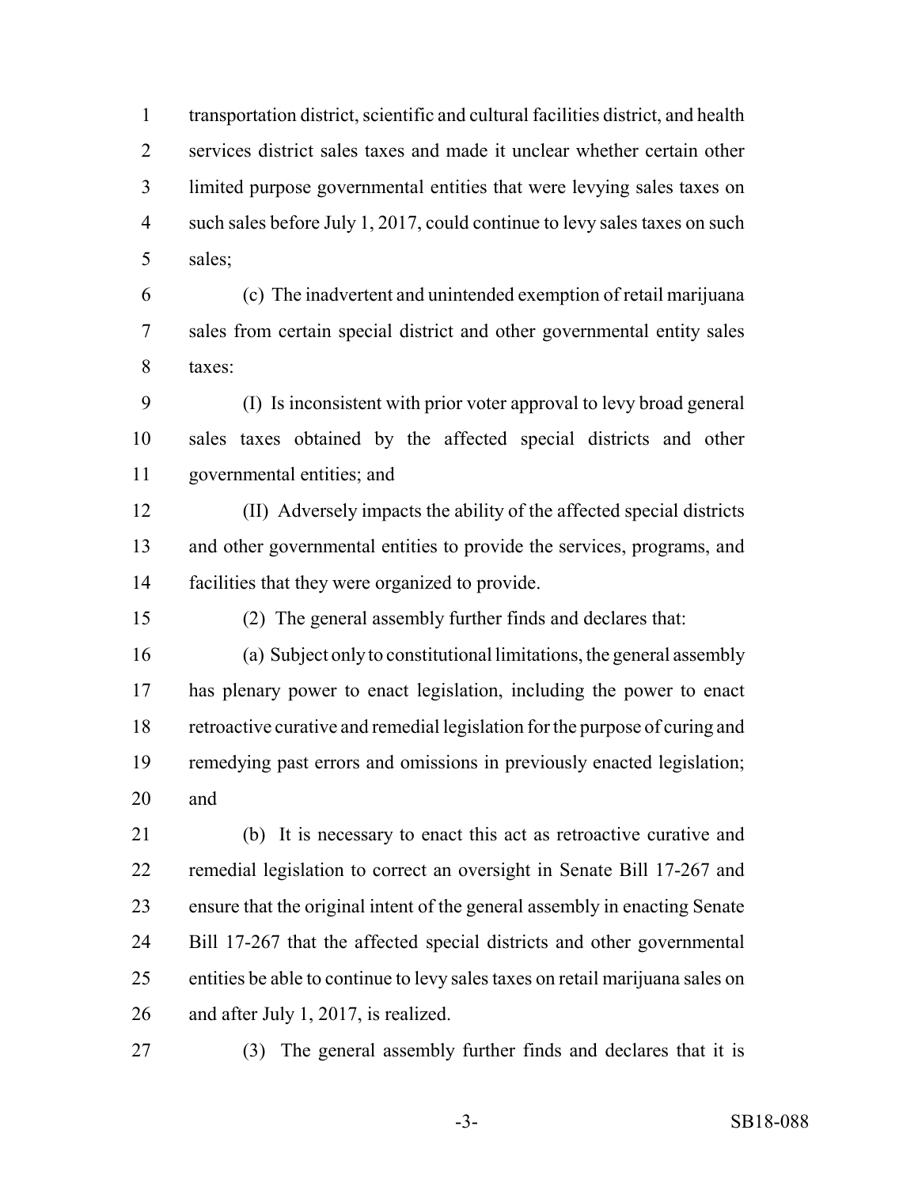transportation district, scientific and cultural facilities district, and health services district sales taxes and made it unclear whether certain other limited purpose governmental entities that were levying sales taxes on such sales before July 1, 2017, could continue to levy sales taxes on such sales;

(c) The inadvertent and unintended exemption of retail marijuana sales from certain special district and other governmental entity sales taxes:

(I) Is inconsistent with prior voter approval to levy broad general sales taxes obtained by the affected special districts and other governmental entities; and

(II) Adversely impacts the ability of the affected special districts and other governmental entities to provide the services, programs, and facilities that they were organized to provide.

(2) The general assembly further finds and declares that:

(a) Subject only to constitutional limitations, the general assembly has plenary power to enact legislation, including the power to enact retroactive curative and remedial legislation for the purpose of curing and remedying past errors and omissions in previously enacted legislation; and

(b) It is necessary to enact this act as retroactive curative and remedial legislation to correct an oversight in Senate Bill 17-267 and ensure that the original intent of the general assembly in enacting Senate Bill 17-267 that the affected special districts and other governmental entities be able to continue to levy sales taxes on retail marijuana sales on and after July 1, 2017, is realized.

(3) The general assembly further finds and declares that it is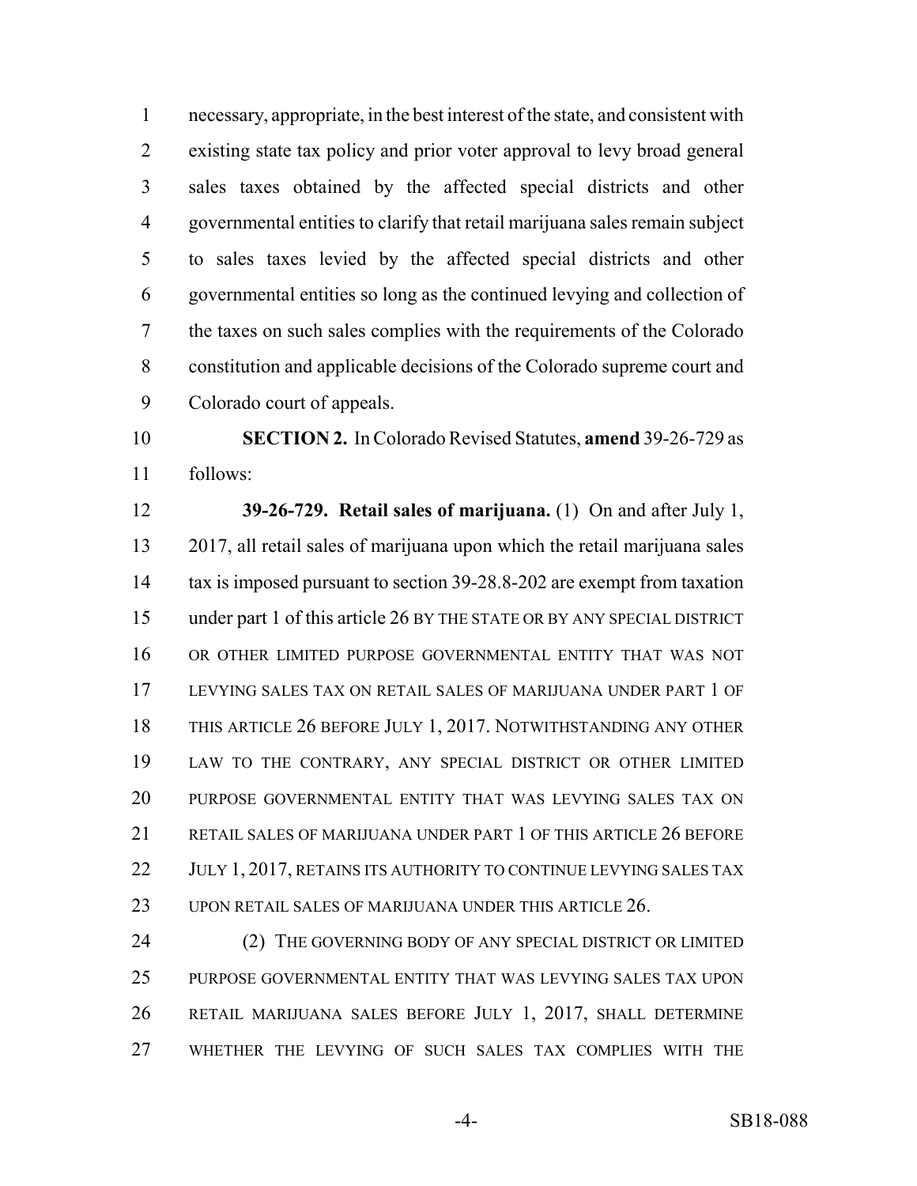necessary, appropriate, in the best interest of the state, and consistent with existing state tax policy and prior voter approval to levy broad general sales taxes obtained by the affected special districts and other governmental entities to clarify that retail marijuana sales remain subject to sales taxes levied by the affected special districts and other governmental entities so long as the continued levying and collection of the taxes on such sales complies with the requirements of the Colorado constitution and applicable decisions of the Colorado supreme court and Colorado court of appeals.

**SECTION 2.** In Colorado Revised Statutes, **amend** 39-26-729 as follows:

**39-26-729. Retail sales of marijuana.** (1) On and after July 1, 2017, all retail sales of marijuana upon which the retail marijuana sales tax is imposed pursuant to section 39-28.8-202 are exempt from taxation under part 1 of this article 26 BY THE STATE OR BY ANY SPECIAL DISTRICT OR OTHER LIMITED PURPOSE GOVERNMENTAL ENTITY THAT WAS NOT LEVYING SALES TAX ON RETAIL SALES OF MARIJUANA UNDER PART 1 OF THIS ARTICLE 26 BEFORE JULY 1, 2017. NOTWITHSTANDING ANY OTHER LAW TO THE CONTRARY, ANY SPECIAL DISTRICT OR OTHER LIMITED PURPOSE GOVERNMENTAL ENTITY THAT WAS LEVYING SALES TAX ON RETAIL SALES OF MARIJUANA UNDER PART 1 OF THIS ARTICLE 26 BEFORE JULY 1, 2017, RETAINS ITS AUTHORITY TO CONTINUE LEVYING SALES TAX UPON RETAIL SALES OF MARIJUANA UNDER THIS ARTICLE 26.

(2) THE GOVERNING BODY OF ANY SPECIAL DISTRICT OR LIMITED PURPOSE GOVERNMENTAL ENTITY THAT WAS LEVYING SALES TAX UPON RETAIL MARIJUANA SALES BEFORE JULY 1, 2017, SHALL DETERMINE WHETHER THE LEVYING OF SUCH SALES TAX COMPLIES WITH THE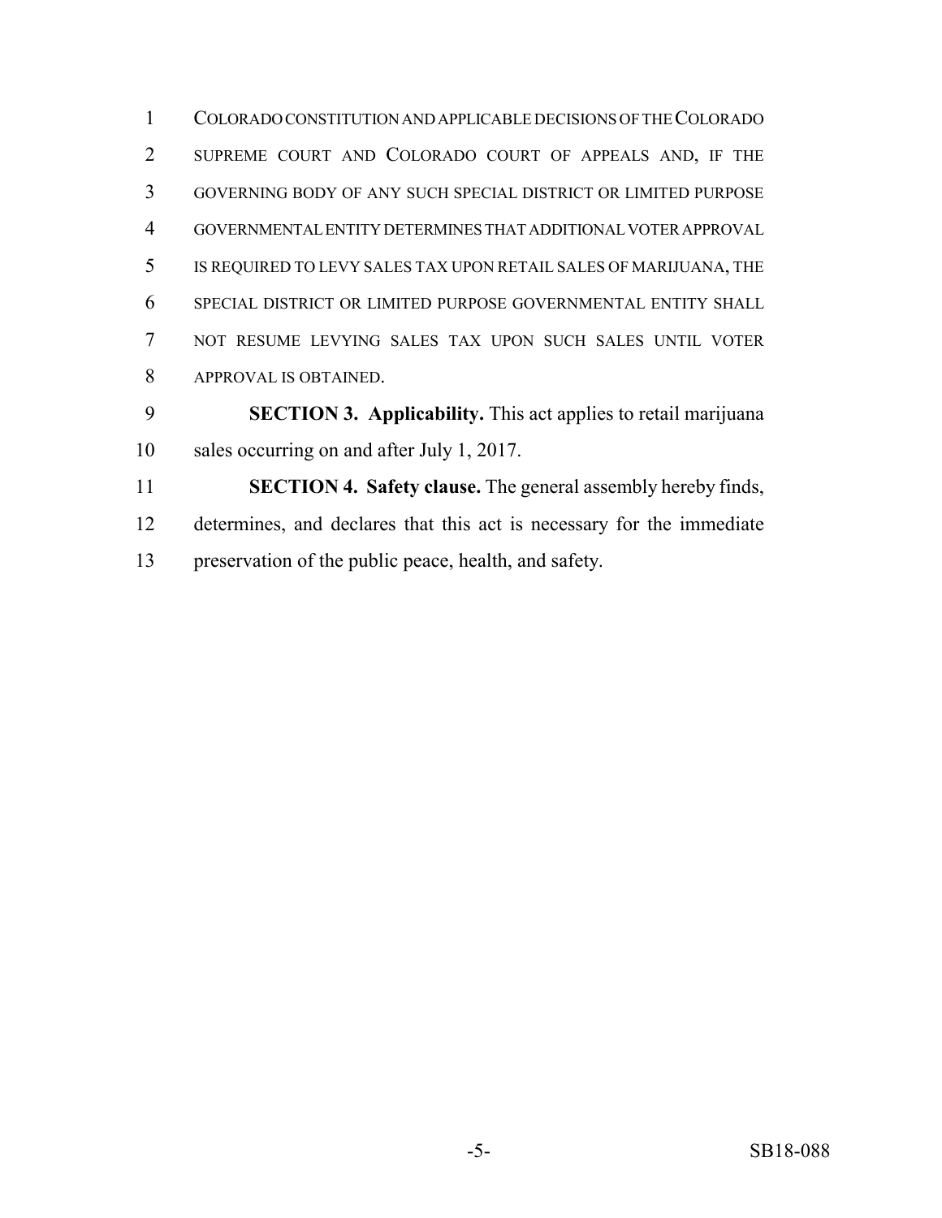COLORADO CONSTITUTION AND APPLICABLE DECISIONS OF THE COLORADO SUPREME COURT AND COLORADO COURT OF APPEALS AND, IF THE GOVERNING BODY OF ANY SUCH SPECIAL DISTRICT OR LIMITED PURPOSE GOVERNMENTAL ENTITY DETERMINES THAT ADDITIONAL VOTER APPROVAL IS REQUIRED TO LEVY SALES TAX UPON RETAIL SALES OF MARIJUANA, THE SPECIAL DISTRICT OR LIMITED PURPOSE GOVERNMENTAL ENTITY SHALL NOT RESUME LEVYING SALES TAX UPON SUCH SALES UNTIL VOTER APPROVAL IS OBTAINED.

**SECTION 3. Applicability.** This act applies to retail marijuana sales occurring on and after July 1, 2017.

**SECTION 4. Safety clause.** The general assembly hereby finds, determines, and declares that this act is necessary for the immediate preservation of the public peace, health, and safety.